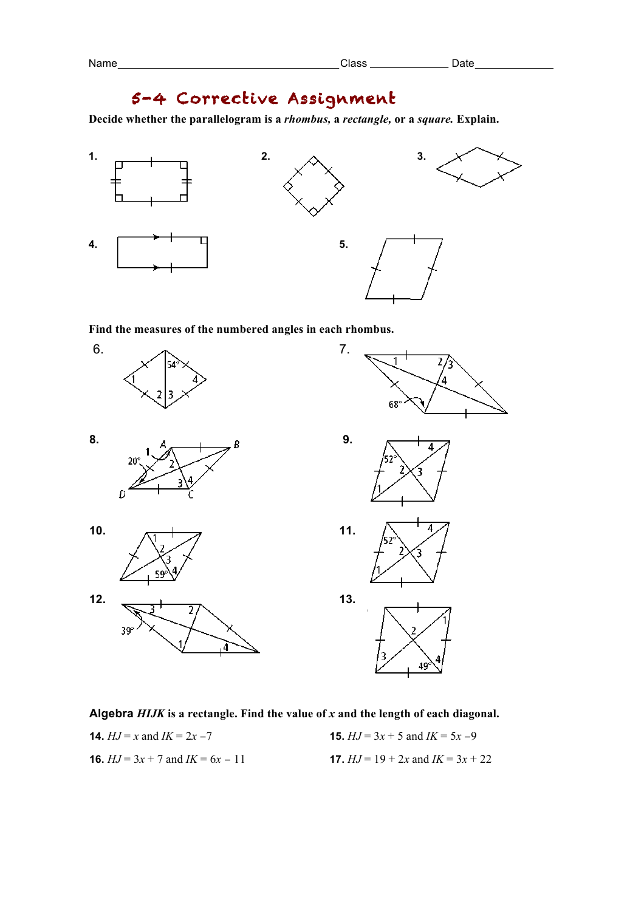Name______________________________________Class _____________ Date_____________

# 5-4 Corrective Assignment

**Decide whether the parallelogram is a *rhombus*, a *rectangle*, or a *square*. Explain.**

**1.**

**2.**

**3.**

**4.**

**5.**

**Find the measures of the numbered angles in each rhombus.**

6.

7.

**8.**

**9.**

**10.**

**11.**

**12.**

**13.**

**Algebra *HIJK* is a rectangle. Find the value of *x* and the length of each diagonal.**

**14.** $HJ = x$ and $IK = 2x - 7$

**15.** $HJ = 3x + 5$ and $IK = 5x - 9$

**16.** $HJ = 3x + 7$ and $IK = 6x - 11$

**17.** $HJ = 19 + 2x$ and $IK = 3x + 22$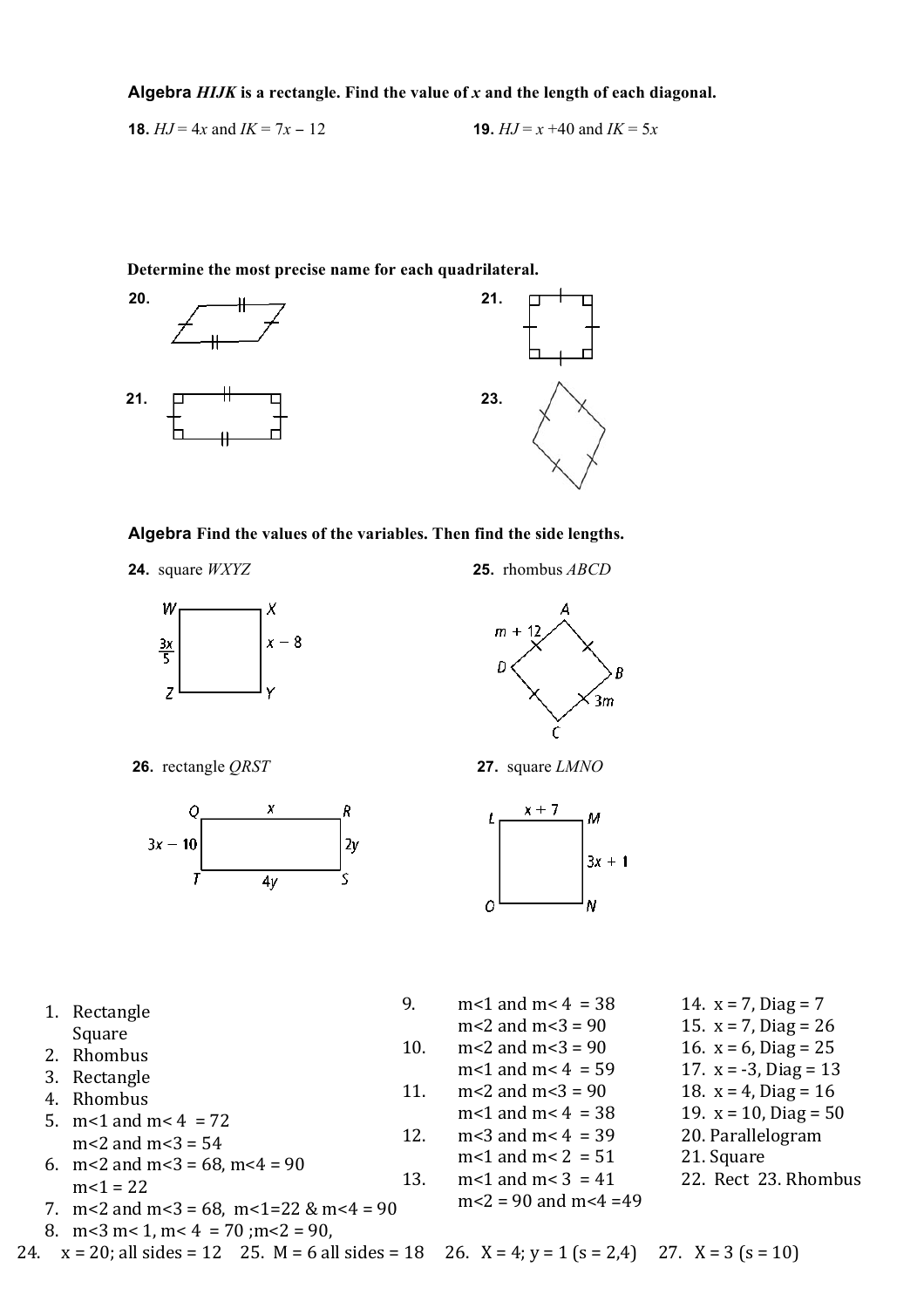**Algebra** ***HIJK*** **is a rectangle. Find the value of** ***x*** **and the length of each diagonal.**

**18.** $HJ = 4x$ and $IK = 7x - 12$

**19.** $HJ = x + 40$ and $IK = 5x$

**Determine the most precise name for each quadrilateral.**

**20.**

**21.**

**21.**

**23.**

**Algebra Find the values of the variables. Then find the side lengths.**

**24.** square *WXYZ*

W, X, $\frac{3x}{5}$, $x - 8$, Z, Y

**25.** rhombus *ABCD*

A, $m + 12$, D, B, $3m$, C

**26.** rectangle *QRST*

Q, $x$, R, $3x - 10$, $2y$, T, $4y$, S

**27.** square *LMNO*

L, $x + 7$, M, $3x + 1$, O, N

1. Rectangle
   Square
2. Rhombus
3. Rectangle
4. Rhombus
5. m<1 and m< 4 = 72
   m<2 and m<3 = 54
6. m<2 and m<3 = 68, m<4 = 90
   m<1 = 22
7. m<2 and m<3 = 68, m<1=22 & m<4 = 90
8. m<3 m< 1, m< 4 = 70 ;m<2 = 90,
9. m<1 and m< 4 = 38
   m<2 and m<3 = 90
10. m<2 and m<3 = 90
    m<1 and m< 4 = 59
11. m<2 and m<3 = 90
    m<1 and m< 4 = 38
12. m<3 and m< 4 = 39
    m<1 and m< 2 = 51
13. m<1 and m< 3 = 41
    m<2 = 90 and m<4 =49
14. x = 7, Diag = 7
15. x = 7, Diag = 26
16. x = 6, Diag = 25
17. x = -3, Diag = 13
18. x = 4, Diag = 16
19. x = 10, Diag = 50
20. Parallelogram
21. Square
22. Rect 23. Rhombus

24. x = 20; all sides = 12 25. M = 6 all sides = 18 26. X = 4; y = 1 (s = 2,4) 27. X = 3 (s = 10)